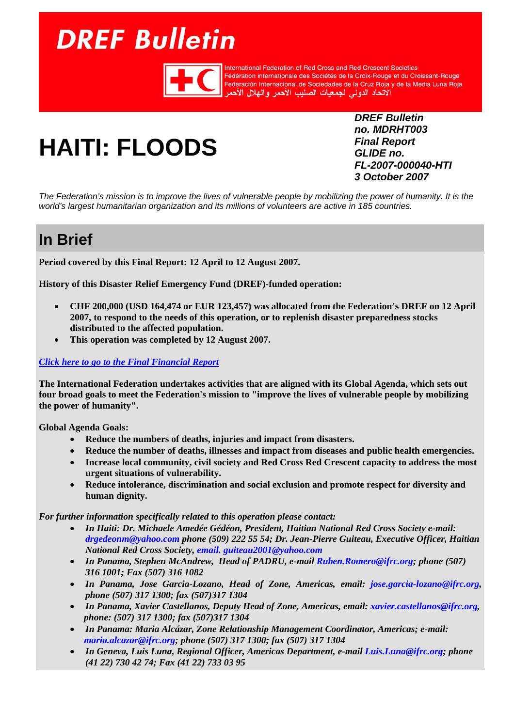# DREF Bulletin

International Federation of Red Cross and Red Crescent Societies
Fédération internationale des Sociétés de la Croix-Rouge et du Croissant-Rouge
Federación Internacional de Sociedades de la Cruz Roja y de la Media Luna Roja
الاتحاد الدولي لجمعيات الصليب الأحمر والهلال الأحمر

# HAITI: FLOODS

***DREF Bulletin no. MDRHT003***
***Final Report***
***GLIDE no. FL-2007-000040-HTI***
***3 October 2007***

*The Federation's mission is to improve the lives of vulnerable people by mobilizing the power of humanity. It is the world's largest humanitarian organization and its millions of volunteers are active in 185 countries.*

## In Brief

**Period covered by this Final Report: 12 April to 12 August 2007.**

**History of this Disaster Relief Emergency Fund (DREF)-funded operation:**

- **CHF 200,000 (USD 164,474 or EUR 123,457) was allocated from the Federation's DREF on 12 April 2007, to respond to the needs of this operation, or to replenish disaster preparedness stocks distributed to the affected population.**
- **This operation was completed by 12 August 2007.**

*Click here to go to the Final Financial Report*

**The International Federation undertakes activities that are aligned with its Global Agenda, which sets out four broad goals to meet the Federation's mission to "improve the lives of vulnerable people by mobilizing the power of humanity".**

**Global Agenda Goals:**

- **Reduce the numbers of deaths, injuries and impact from disasters.**
- **Reduce the number of deaths, illnesses and impact from diseases and public health emergencies.**
- **Increase local community, civil society and Red Cross Red Crescent capacity to address the most urgent situations of vulnerability.**
- **Reduce intolerance, discrimination and social exclusion and promote respect for diversity and human dignity.**

***For further information specifically related to this operation please contact:***

- ***In Haiti: Dr. Michaele Amedée Gédéon, President, Haitian National Red Cross Society e-mail: drgedeonm@yahoo.com phone (509) 222 55 54; Dr. Jean-Pierre Guiteau, Executive Officer, Haitian National Red Cross Society, email. guiteau2001@yahoo.com***
- ***In Panama, Stephen McAndrew, Head of PADRU, e-mail Ruben.Romero@ifrc.org; phone (507) 316 1001; Fax (507) 316 1082***
- ***In Panama, Jose Garcia-Lozano, Head of Zone, Americas, email: jose.garcia-lozano@ifrc.org, phone (507) 317 1300; fax (507)317 1304***
- ***In Panama, Xavier Castellanos, Deputy Head of Zone, Americas, email: xavier.castellanos@ifrc.org, phone: (507) 317 1300; fax (507)317 1304***
- ***In Panama: Maria Alcázar, Zone Relationship Management Coordinator, Americas; e-mail: maria.alcazar@ifrc.org; phone (507) 317 1300; fax (507) 317 1304***
- ***In Geneva, Luis Luna, Regional Officer, Americas Department, e-mail Luis.Luna@ifrc.org; phone (41 22) 730 42 74; Fax (41 22) 733 03 95***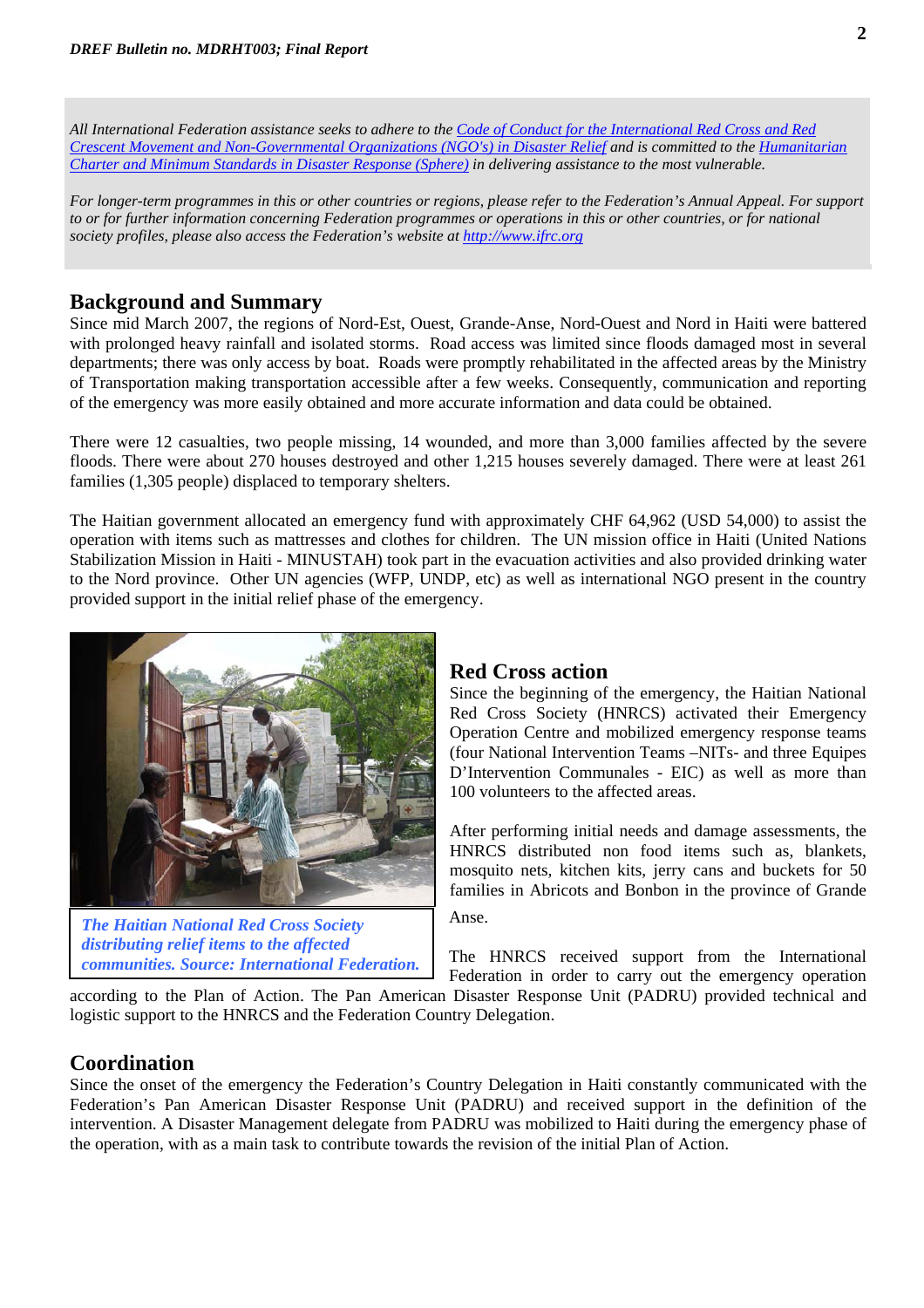*All International Federation assistance seeks to adhere to the Code of Conduct for the International Red Cross and Red Crescent Movement and Non-Governmental Organizations (NGO's) in Disaster Relief and is committed to the Humanitarian Charter and Minimum Standards in Disaster Response (Sphere) in delivering assistance to the most vulnerable.*

*For longer-term programmes in this or other countries or regions, please refer to the Federation's Annual Appeal. For support to or for further information concerning Federation programmes or operations in this or other countries, or for national society profiles, please also access the Federation's website at http://www.ifrc.org*

## Background and Summary

Since mid March 2007, the regions of Nord-Est, Ouest, Grande-Anse, Nord-Ouest and Nord in Haiti were battered with prolonged heavy rainfall and isolated storms. Road access was limited since floods damaged most in several departments; there was only access by boat. Roads were promptly rehabilitated in the affected areas by the Ministry of Transportation making transportation accessible after a few weeks. Consequently, communication and reporting of the emergency was more easily obtained and more accurate information and data could be obtained.

There were 12 casualties, two people missing, 14 wounded, and more than 3,000 families affected by the severe floods. There were about 270 houses destroyed and other 1,215 houses severely damaged. There were at least 261 families (1,305 people) displaced to temporary shelters.

The Haitian government allocated an emergency fund with approximately CHF 64,962 (USD 54,000) to assist the operation with items such as mattresses and clothes for children. The UN mission office in Haiti (United Nations Stabilization Mission in Haiti - MINUSTAH) took part in the evacuation activities and also provided drinking water to the Nord province. Other UN agencies (WFP, UNDP, etc) as well as international NGO present in the country provided support in the initial relief phase of the emergency.

*The Haitian National Red Cross Society distributing relief items to the affected communities. Source: International Federation.*

## Red Cross action

Since the beginning of the emergency, the Haitian National Red Cross Society (HNRCS) activated their Emergency Operation Centre and mobilized emergency response teams (four National Intervention Teams –NITs- and three Equipes D'Intervention Communales - EIC) as well as more than 100 volunteers to the affected areas.

After performing initial needs and damage assessments, the HNRCS distributed non food items such as, blankets, mosquito nets, kitchen kits, jerry cans and buckets for 50 families in Abricots and Bonbon in the province of Grande Anse.

The HNRCS received support from the International Federation in order to carry out the emergency operation according to the Plan of Action. The Pan American Disaster Response Unit (PADRU) provided technical and logistic support to the HNRCS and the Federation Country Delegation.

## Coordination

Since the onset of the emergency the Federation's Country Delegation in Haiti constantly communicated with the Federation's Pan American Disaster Response Unit (PADRU) and received support in the definition of the intervention. A Disaster Management delegate from PADRU was mobilized to Haiti during the emergency phase of the operation, with as a main task to contribute towards the revision of the initial Plan of Action.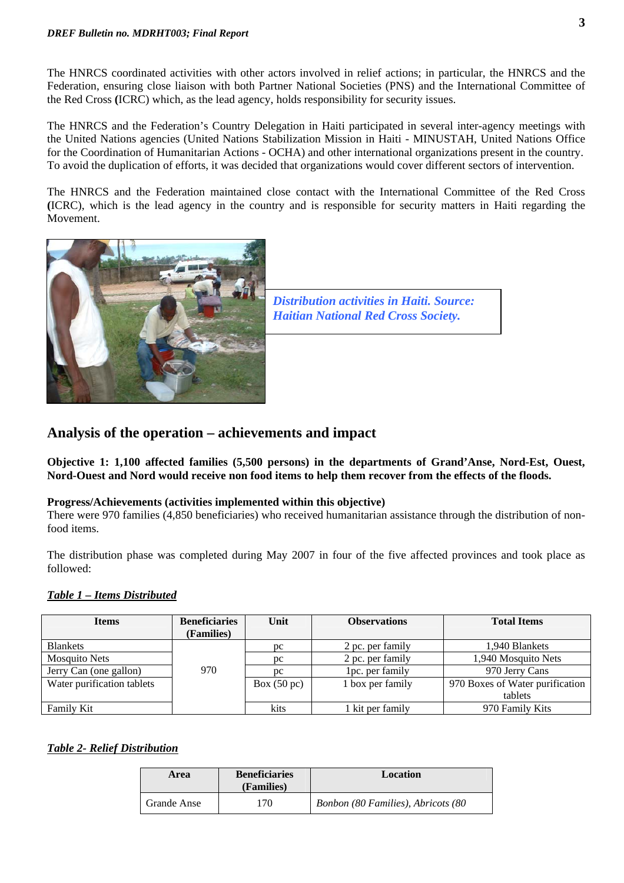The HNRCS coordinated activities with other actors involved in relief actions; in particular, the HNRCS and the Federation, ensuring close liaison with both Partner National Societies (PNS) and the International Committee of the Red Cross **(**ICRC) which, as the lead agency, holds responsibility for security issues.

The HNRCS and the Federation's Country Delegation in Haiti participated in several inter-agency meetings with the United Nations agencies (United Nations Stabilization Mission in Haiti - MINUSTAH, United Nations Office for the Coordination of Humanitarian Actions - OCHA) and other international organizations present in the country. To avoid the duplication of efforts, it was decided that organizations would cover different sectors of intervention.

The HNRCS and the Federation maintained close contact with the International Committee of the Red Cross **(**ICRC), which is the lead agency in the country and is responsible for security matters in Haiti regarding the Movement.

*Distribution activities in Haiti. Source: Haitian National Red Cross Society.*

## Analysis of the operation – achievements and impact

**Objective 1: 1,100 affected families (5,500 persons) in the departments of Grand'Anse, Nord-Est, Ouest, Nord-Ouest and Nord would receive non food items to help them recover from the effects of the floods.**

**Progress/Achievements (activities implemented within this objective)**

There were 970 families (4,850 beneficiaries) who received humanitarian assistance through the distribution of non-food items.

The distribution phase was completed during May 2007 in four of the five affected provinces and took place as followed:

***Table 1 – Items Distributed***

| Items | Beneficiaries (Families) | Unit | Observations | Total Items |
|---|---|---|---|---|
| Blankets | 970 | pc | 2 pc. per family | 1,940 Blankets |
| Mosquito Nets | | pc | 2 pc. per family | 1,940 Mosquito Nets |
| Jerry Can (one gallon) | | pc | 1pc. per family | 970 Jerry Cans |
| Water purification tablets | | Box (50 pc) | 1 box per family | 970 Boxes of Water purification tablets |
| Family Kit | | kits | 1 kit per family | 970 Family Kits |

***Table 2- Relief Distribution***

| Area | Beneficiaries (Families) | Location |
|---|---|---|
| Grande Anse | 170 | *Bonbon (80 Families), Abricots (80* |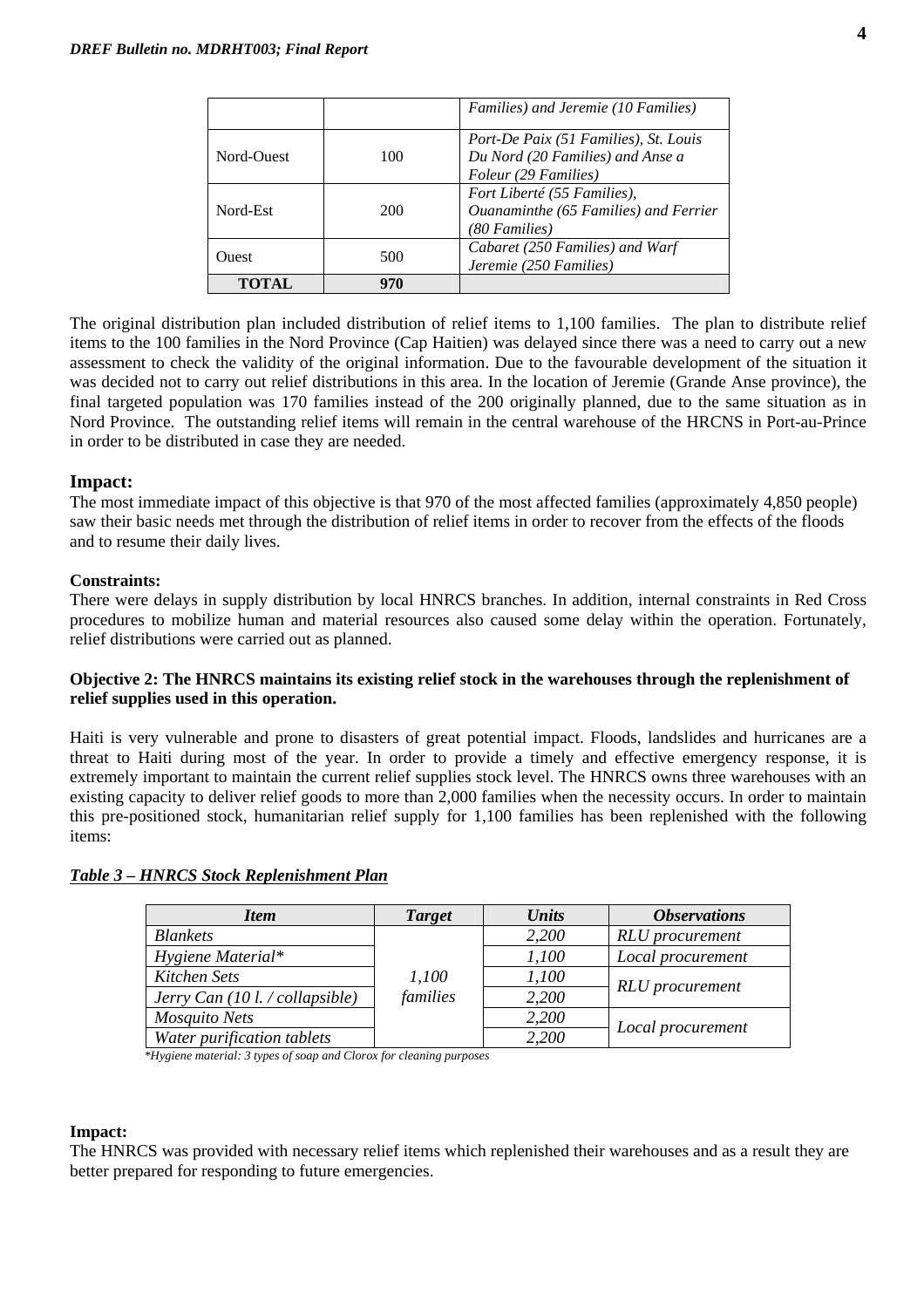| | | *Families) and Jeremie (10 Families)* |
|---|---|---|
| Nord-Ouest | 100 | *Port-De Paix (51 Families), St. Louis Du Nord (20 Families) and Anse a Foleur (29 Families)* |
| Nord-Est | 200 | *Fort Liberté (55 Families), Ouanaminthe (65 Families) and Ferrier (80 Families)* |
| Ouest | 500 | *Cabaret (250 Families) and Warf Jeremie (250 Families)* |
| **TOTAL** | **970** | |

The original distribution plan included distribution of relief items to 1,100 families. The plan to distribute relief items to the 100 families in the Nord Province (Cap Haitien) was delayed since there was a need to carry out a new assessment to check the validity of the original information. Due to the favourable development of the situation it was decided not to carry out relief distributions in this area. In the location of Jeremie (Grande Anse province), the final targeted population was 170 families instead of the 200 originally planned, due to the same situation as in Nord Province. The outstanding relief items will remain in the central warehouse of the HRCNS in Port-au-Prince in order to be distributed in case they are needed.

### Impact:

The most immediate impact of this objective is that 970 of the most affected families (approximately 4,850 people) saw their basic needs met through the distribution of relief items in order to recover from the effects of the floods and to resume their daily lives.

**Constraints:**

There were delays in supply distribution by local HNRCS branches. In addition, internal constraints in Red Cross procedures to mobilize human and material resources also caused some delay within the operation. Fortunately, relief distributions were carried out as planned.

**Objective 2: The HNRCS maintains its existing relief stock in the warehouses through the replenishment of relief supplies used in this operation.**

Haiti is very vulnerable and prone to disasters of great potential impact. Floods, landslides and hurricanes are a threat to Haiti during most of the year. In order to provide a timely and effective emergency response, it is extremely important to maintain the current relief supplies stock level. The HNRCS owns three warehouses with an existing capacity to deliver relief goods to more than 2,000 families when the necessity occurs. In order to maintain this pre-positioned stock, humanitarian relief supply for 1,100 families has been replenished with the following items:

***Table 3 – HNRCS Stock Replenishment Plan***

| *Item* | *Target* | *Units* | *Observations* |
|---|---|---|---|
| *Blankets* | *1,100 families* | *2,200* | *RLU procurement* |
| *Hygiene Material** | | *1,100* | *Local procurement* |
| *Kitchen Sets* | | *1,100* | *RLU procurement* |
| *Jerry Can (10 l. / collapsible)* | | *2,200* | |
| *Mosquito Nets* | | *2,200* | *Local procurement* |
| *Water purification tablets* | | *2,200* | |

**Hygiene material: 3 types of soap and Clorox for cleaning purposes*

**Impact:**

The HNRCS was provided with necessary relief items which replenished their warehouses and as a result they are better prepared for responding to future emergencies.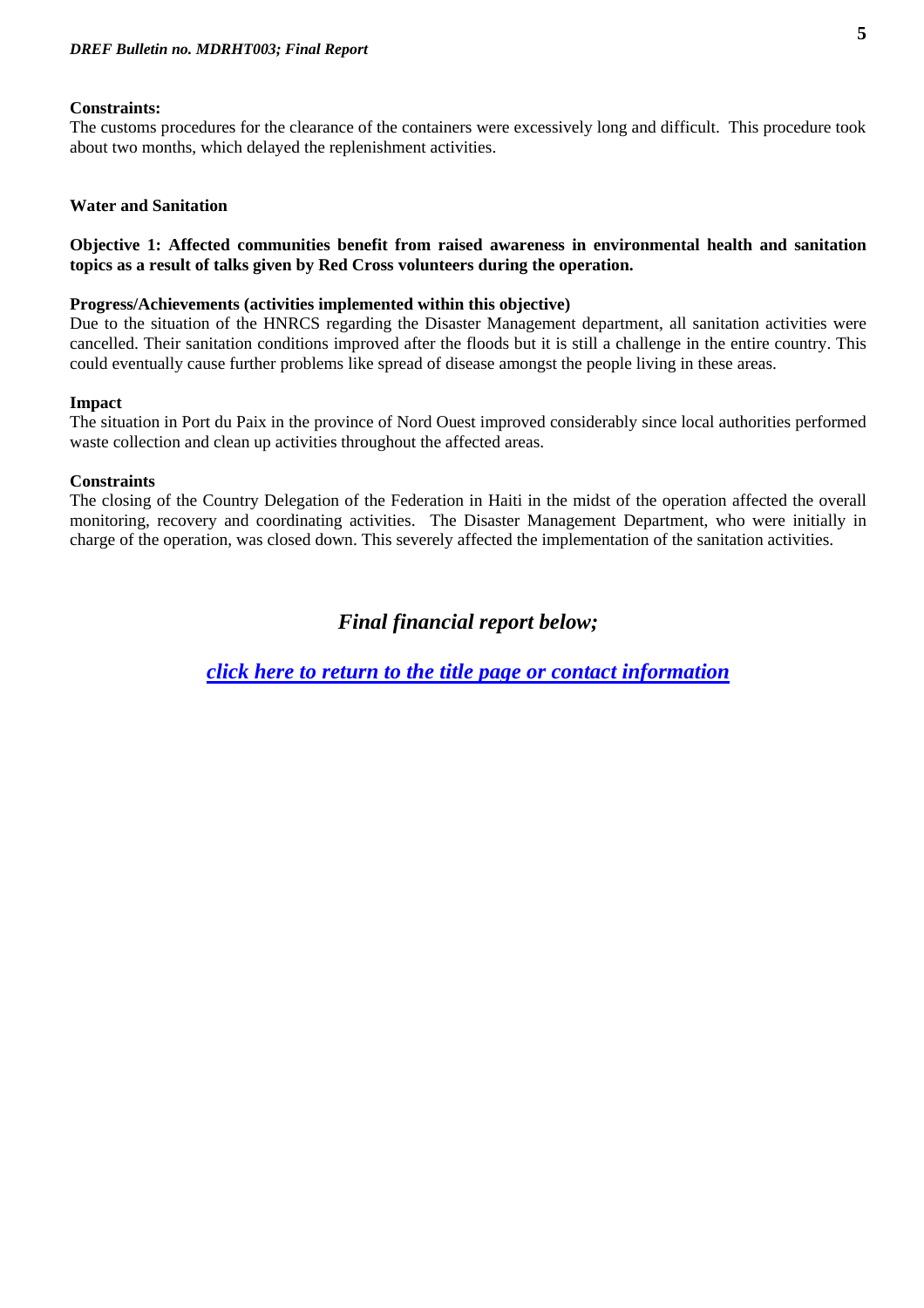**Constraints:**
The customs procedures for the clearance of the containers were excessively long and difficult. This procedure took about two months, which delayed the replenishment activities.

### Water and Sanitation

**Objective 1: Affected communities benefit from raised awareness in environmental health and sanitation topics as a result of talks given by Red Cross volunteers during the operation.**

**Progress/Achievements (activities implemented within this objective)**
Due to the situation of the HNRCS regarding the Disaster Management department, all sanitation activities were cancelled. Their sanitation conditions improved after the floods but it is still a challenge in the entire country. This could eventually cause further problems like spread of disease amongst the people living in these areas.

**Impact**
The situation in Port du Paix in the province of Nord Ouest improved considerably since local authorities performed waste collection and clean up activities throughout the affected areas.

**Constraints**
The closing of the Country Delegation of the Federation in Haiti in the midst of the operation affected the overall monitoring, recovery and coordinating activities. The Disaster Management Department, who were initially in charge of the operation, was closed down. This severely affected the implementation of the sanitation activities.

***Final financial report below;***

***click here to return to the title page or contact information***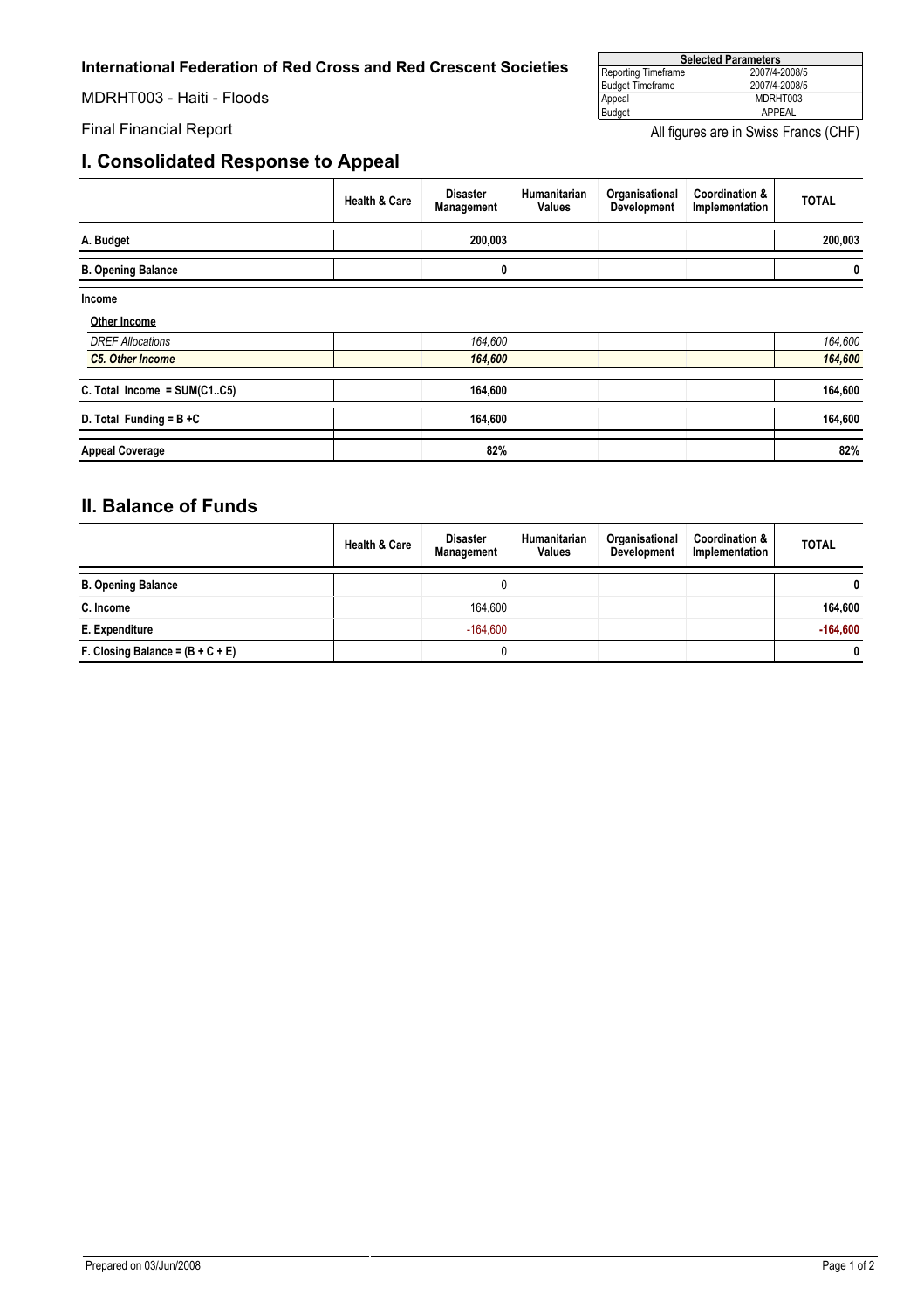**International Federation of Red Cross and Red Crescent Societies**

MDRHT003 - Haiti - Floods

Final Financial Report

| Selected Parameters | |
|---|---|
| Reporting Timeframe | 2007/4-2008/5 |
| Budget Timeframe | 2007/4-2008/5 |
| Appeal | MDRHT003 |
| Budget | APPEAL |

All figures are in Swiss Francs (CHF)

## I. Consolidated Response to Appeal

| | Health & Care | Disaster Management | Humanitarian Values | Organisational Development | Coordination & Implementation | TOTAL |
|---|---|---|---|---|---|---|
| **A. Budget** | | **200,003** | | | | **200,003** |
| **B. Opening Balance** | | **0** | | | | **0** |
| **Income** | | | | | | |
| **Other Income** | | | | | | |
| *DREF Allocations* | | *164,600* | | | | *164,600* |
| ***C5. Other Income*** | | ***164,600*** | | | | ***164,600*** |
| **C. Total Income = SUM(C1..C5)** | | **164,600** | | | | **164,600** |
| **D. Total Funding = B +C** | | **164,600** | | | | **164,600** |
| **Appeal Coverage** | | **82%** | | | | **82%** |

## II. Balance of Funds

| | Health & Care | Disaster Management | Humanitarian Values | Organisational Development | Coordination & Implementation | TOTAL |
|---|---|---|---|---|---|---|
| **B. Opening Balance** | | 0 | | | | **0** |
| **C. Income** | | 164,600 | | | | **164,600** |
| **E. Expenditure** | | -164,600 | | | | **-164,600** |
| **F. Closing Balance = (B + C + E)** | | 0 | | | | **0** |

Prepared on 03/Jun/2008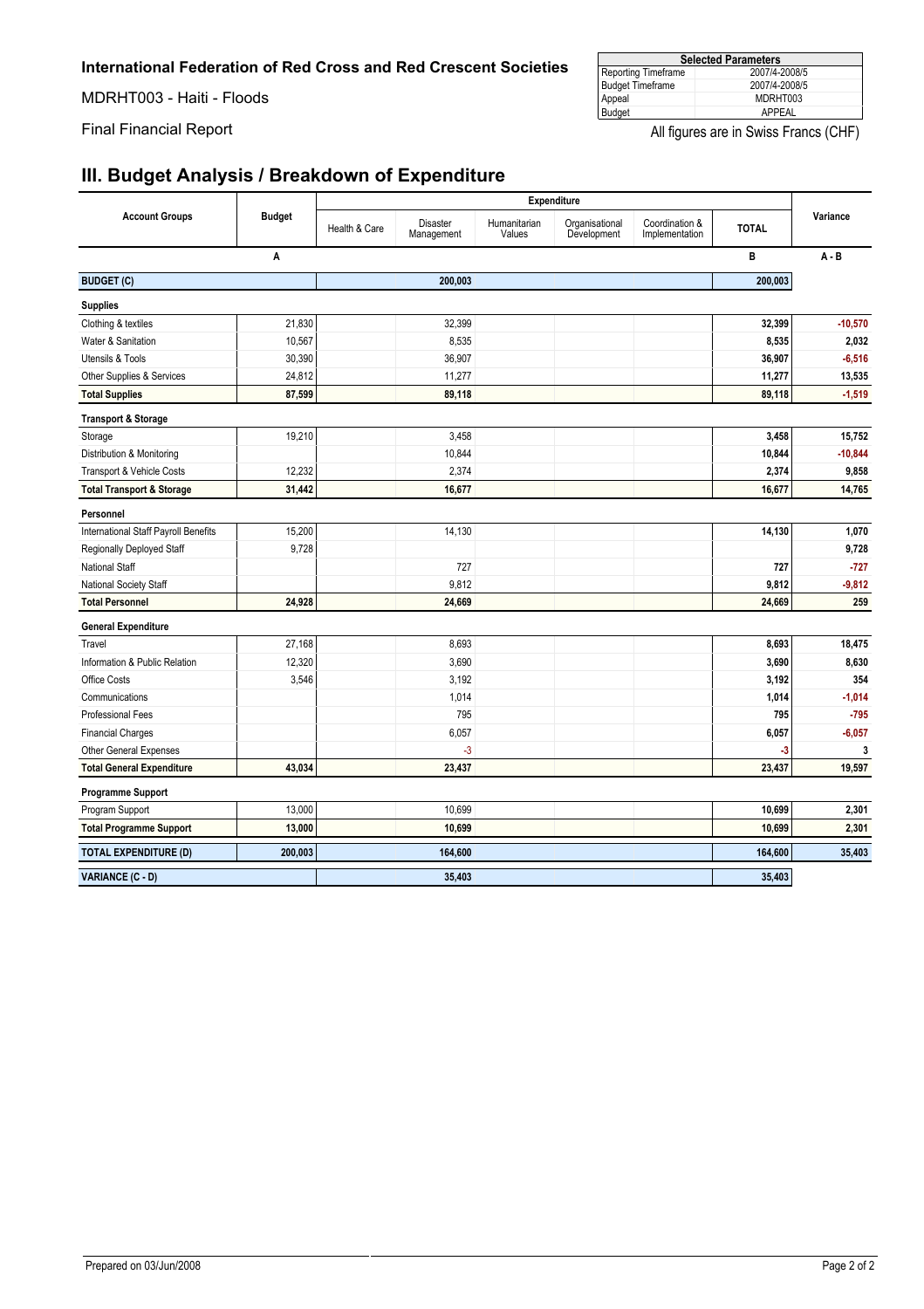**International Federation of Red Cross and Red Crescent Societies**

MDRHT003 - Haiti - Floods

Final Financial Report

| Selected Parameters | |
|---|---|
| Reporting Timeframe | 2007/4-2008/5 |
| Budget Timeframe | 2007/4-2008/5 |
| Appeal | MDRHT003 |
| Budget | APPEAL |

All figures are in Swiss Francs (CHF)

## III. Budget Analysis / Breakdown of Expenditure

| Account Groups | Budget | Expenditure | | | | | | Variance |
|---|---|---|---|---|---|---|---|---|
| | | Health & Care | Disaster Management | Humanitarian Values | Organisational Development | Coordination & Implementation | TOTAL | |
| | A | | | | | | B | A - B |
| **BUDGET (C)** | | | 200,003 | | | | **200,003** | |
| **Supplies** | | | | | | | | |
| Clothing & textiles | 21,830 | | 32,399 | | | | **32,399** | **-10,570** |
| Water & Sanitation | 10,567 | | 8,535 | | | | **8,535** | **2,032** |
| Utensils & Tools | 30,390 | | 36,907 | | | | **36,907** | **-6,516** |
| Other Supplies & Services | 24,812 | | 11,277 | | | | **11,277** | **13,535** |
| **Total Supplies** | **87,599** | | **89,118** | | | | **89,118** | **-1,519** |
| **Transport & Storage** | | | | | | | | |
| Storage | 19,210 | | 3,458 | | | | **3,458** | **15,752** |
| Distribution & Monitoring | | | 10,844 | | | | **10,844** | **-10,844** |
| Transport & Vehicle Costs | 12,232 | | 2,374 | | | | **2,374** | **9,858** |
| **Total Transport & Storage** | **31,442** | | **16,677** | | | | **16,677** | **14,765** |
| **Personnel** | | | | | | | | |
| International Staff Payroll Benefits | 15,200 | | 14,130 | | | | **14,130** | **1,070** |
| Regionally Deployed Staff | 9,728 | | | | | | | **9,728** |
| National Staff | | | 727 | | | | **727** | **-727** |
| National Society Staff | | | 9,812 | | | | **9,812** | **-9,812** |
| **Total Personnel** | **24,928** | | **24,669** | | | | **24,669** | **259** |
| **General Expenditure** | | | | | | | | |
| Travel | 27,168 | | 8,693 | | | | **8,693** | **18,475** |
| Information & Public Relation | 12,320 | | 3,690 | | | | **3,690** | **8,630** |
| Office Costs | 3,546 | | 3,192 | | | | **3,192** | **354** |
| Communications | | | 1,014 | | | | **1,014** | **-1,014** |
| Professional Fees | | | 795 | | | | **795** | **-795** |
| Financial Charges | | | 6,057 | | | | **6,057** | **-6,057** |
| Other General Expenses | | | -3 | | | | **-3** | **3** |
| **Total General Expenditure** | **43,034** | | **23,437** | | | | **23,437** | **19,597** |
| **Programme Support** | | | | | | | | |
| Program Support | 13,000 | | 10,699 | | | | **10,699** | **2,301** |
| **Total Programme Support** | **13,000** | | **10,699** | | | | **10,699** | **2,301** |
| **TOTAL EXPENDITURE (D)** | **200,003** | | **164,600** | | | | **164,600** | **35,403** |
| **VARIANCE (C - D)** | | | **35,403** | | | | **35,403** | |

Prepared on 03/Jun/2008